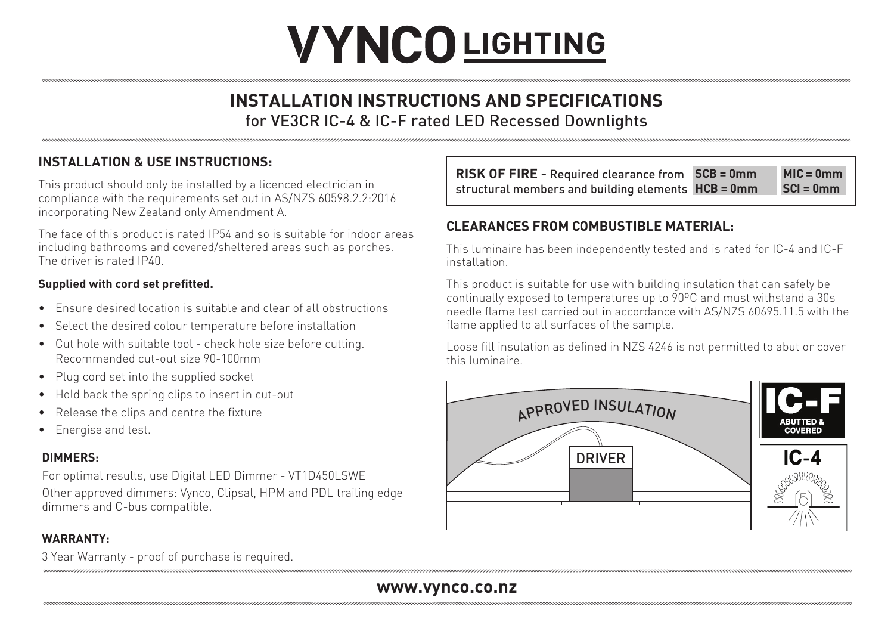# VYNCO LIGHTING

## INSTALLATION INSTRUCTIONS AND SPECIFICATIONS

for VE3CR IC-4 & IC-F rated LED Recessed Downlights

### INSTALLATION & USE INSTRUCTIONS:

This product should only be installed by a licenced electrician in compliance with the requirements set out in AS/NZS 60598.2.2:2016 incorporating New Zealand only Amendment A.

The face of this product is rated IP54 and so is suitable for indoor areas including bathrooms and covered/sheltered areas such as porches. The driver is rated IP40.

**Supplied with cord set prefitted.**

- Ensure desired location is suitable and clear of all obstructions
- Select the desired colour temperature before installation
- Cut hole with suitable tool - check hole size before cutting. Recommended cut-out size 90-100mm
- Plug cord set into the supplied socket
- Hold back the spring clips to insert in cut-out
- Release the clips and centre the fixture
- Energise and test.

**DIMMERS:**

For optimal results, use Digital LED Dimmer - VT1D450LSWE

Other approved dimmers: Vynco, Clipsal, HPM and PDL trailing edge dimmers and C-bus compatible.

**WARRANTY:**

3 Year Warranty - proof of purchase is required.

**RISK OF FIRE -** Required clearance from structural members and building elements

| SCB = 0mm | MIC = 0mm |
|---|---|
| HCB = 0mm | SCI = 0mm |

### CLEARANCES FROM COMBUSTIBLE MATERIAL:

This luminaire has been independently tested and is rated for IC-4 and IC-F installation.

This product is suitable for use with building insulation that can safely be continually exposed to temperatures up to 90ºC and must withstand a 30s needle flame test carried out in accordance with AS/NZS 60695.11.5 with the flame applied to all surfaces of the sample.

Loose fill insulation as defined in NZS 4246 is not permitted to abut or cover this luminaire.

APPROVED INSULATION

DRIVER

IC-F ABUTTED & COVERED

IC-4

**www.vynco.co.nz**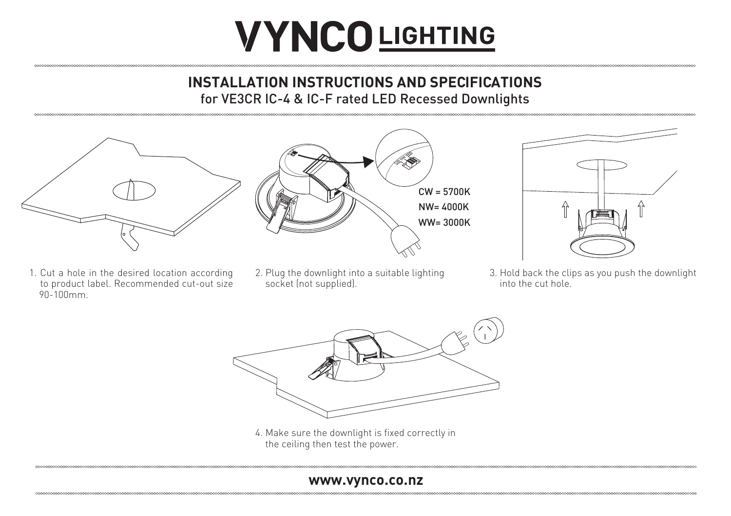# VYNCO LIGHTING

## INSTALLATION INSTRUCTIONS AND SPECIFICATIONS

for VE3CR IC-4 & IC-F rated LED Recessed Downlights

CW = 5700K

NW= 4000K

WW= 3000K

1. Cut a hole in the desired location according to product label. Recommended cut-out size 90-100mm.

2. Plug the downlight into a suitable lighting socket (not supplied).

3. Hold back the clips as you push the downlight into the cut hole.

4. Make sure the downlight is fixed correctly in the ceiling then test the power.

**www.vynco.co.nz**